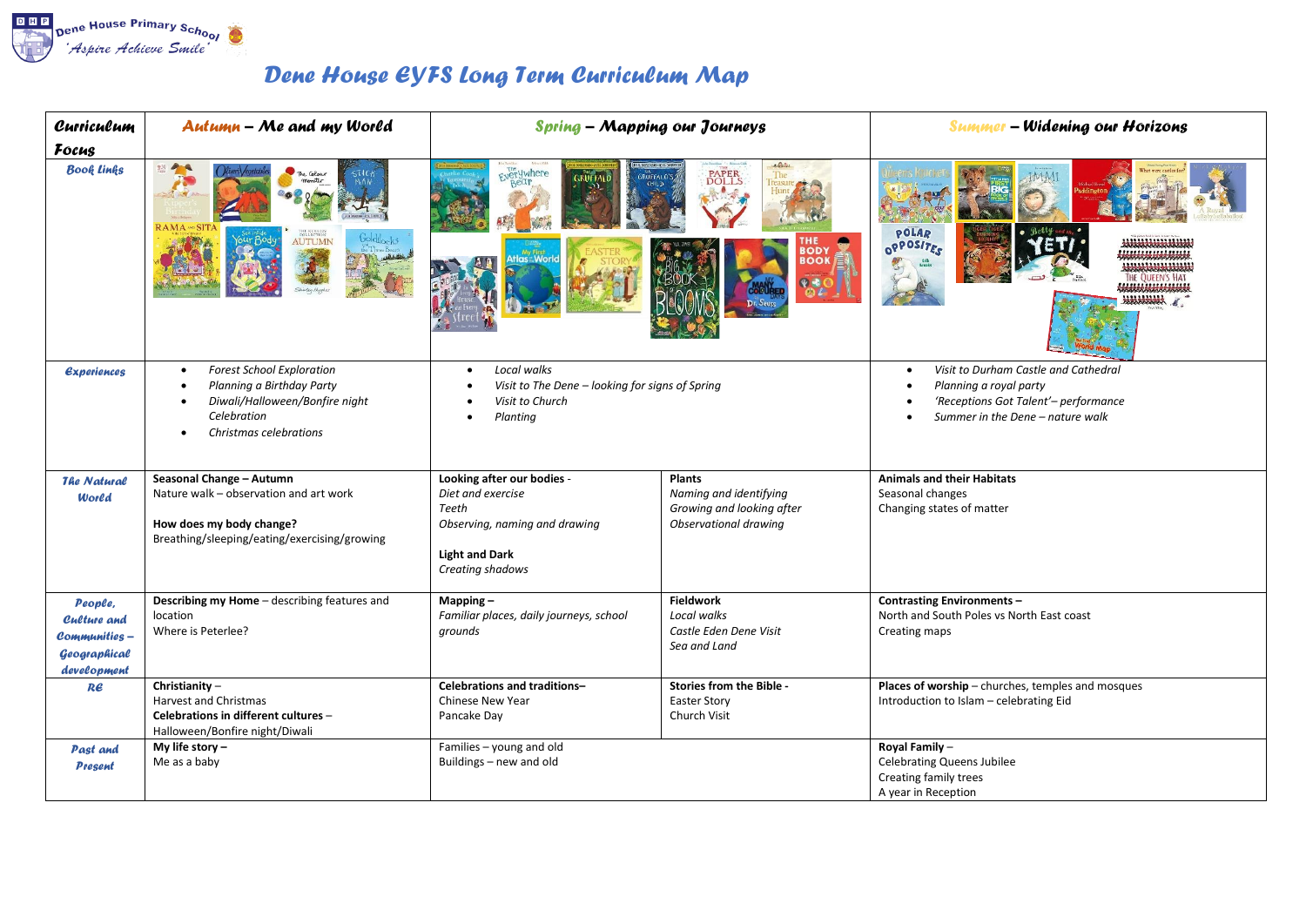Dene House Primary School
'Aspire Achieve Smile'

# Dene House EYFS Long Term Curriculum Map

| Curriculum Focus | Autumn – Me and my World | Spring – Mapping our Journeys | | Summer – Widening our Horizons |
|---|---|---|---|---|
| Book links | | | | |
| Experiences | • Forest School Exploration<br>• Planning a Birthday Party<br>• Diwali/Halloween/Bonfire night Celebration<br>• Christmas celebrations | • Local walks<br>• Visit to The Dene – looking for signs of Spring<br>• Visit to Church<br>• Planting | | • Visit to Durham Castle and Cathedral<br>• Planning a royal party<br>• 'Receptions Got Talent'– performance<br>• Summer in the Dene – nature walk |
| The Natural World | **Seasonal Change – Autumn**<br>Nature walk – observation and art work<br><br>**How does my body change?**<br>Breathing/sleeping/eating/exercising/growing | **Looking after our bodies** -<br>*Diet and exercise*<br>*Teeth*<br>*Observing, naming and drawing*<br><br>**Light and Dark**<br>*Creating shadows* | **Plants**<br>*Naming and identifying*<br>*Growing and looking after*<br>*Observational drawing* | **Animals and their Habitats**<br>Seasonal changes<br>Changing states of matter |
| People, Culture and Communities – Geographical development | **Describing my Home** – describing features and location<br>Where is Peterlee? | **Mapping** –<br>*Familiar places, daily journeys, school grounds* | **Fieldwork**<br>*Local walks*<br>*Castle Eden Dene Visit*<br>*Sea and Land* | **Contrasting Environments** –<br>North and South Poles vs North East coast<br>Creating maps |
| RE | **Christianity** –<br>Harvest and Christmas<br>**Celebrations in different cultures** –<br>Halloween/Bonfire night/Diwali | **Celebrations and traditions**–<br>Chinese New Year<br>Pancake Day | **Stories from the Bible** -<br>Easter Story<br>Church Visit | **Places of worship** – churches, temples and mosques<br>Introduction to Islam – celebrating Eid |
| Past and Present | **My life story** –<br>Me as a baby | Families – young and old<br>Buildings – new and old | | **Royal Family** –<br>Celebrating Queens Jubilee<br>Creating family trees<br>A year in Reception |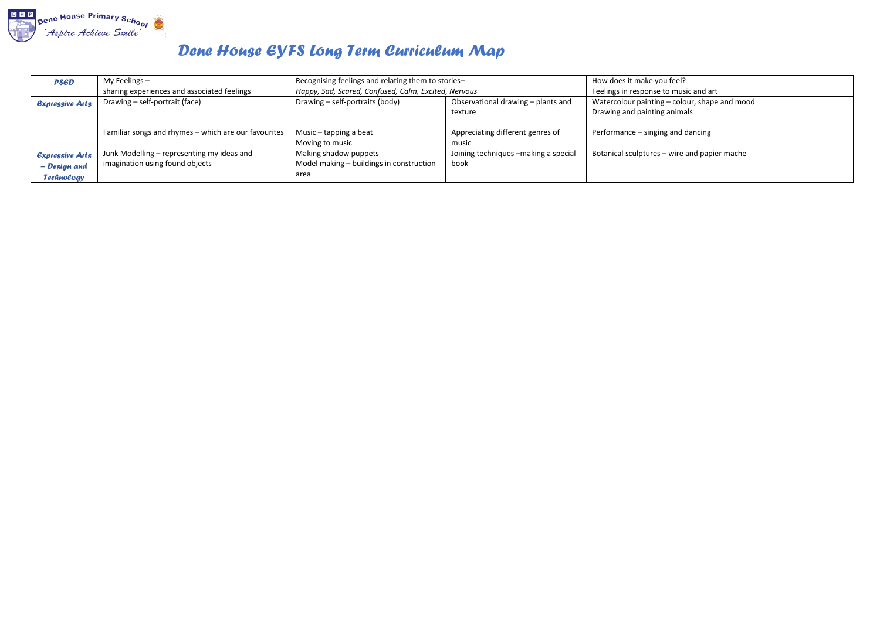Dene House Primary School
'Aspire Achieve Smile'

# Dene House EYFS Long Term Curriculum Map

| | | | | |
|---|---|---|---|---|
| **PSED** | My Feelings – sharing experiences and associated feelings | Recognising feelings and relating them to stories– *Happy, Sad, Scared, Confused, Calm, Excited, Nervous* | | How does it make you feel? Feelings in response to music and art |
| **Expressive Arts** | Drawing – self-portrait (face)<br><br>Familiar songs and rhymes – which are our favourites | Drawing – self-portraits (body)<br><br>Music – tapping a beat<br>Moving to music | Observational drawing – plants and texture<br><br>Appreciating different genres of music | Watercolour painting – colour, shape and mood<br>Drawing and painting animals<br><br>Performance – singing and dancing |
| **Expressive Arts – Design and Technology** | Junk Modelling – representing my ideas and imagination using found objects | Making shadow puppets<br>Model making – buildings in construction area | Joining techniques –making a special book | Botanical sculptures – wire and papier mache |